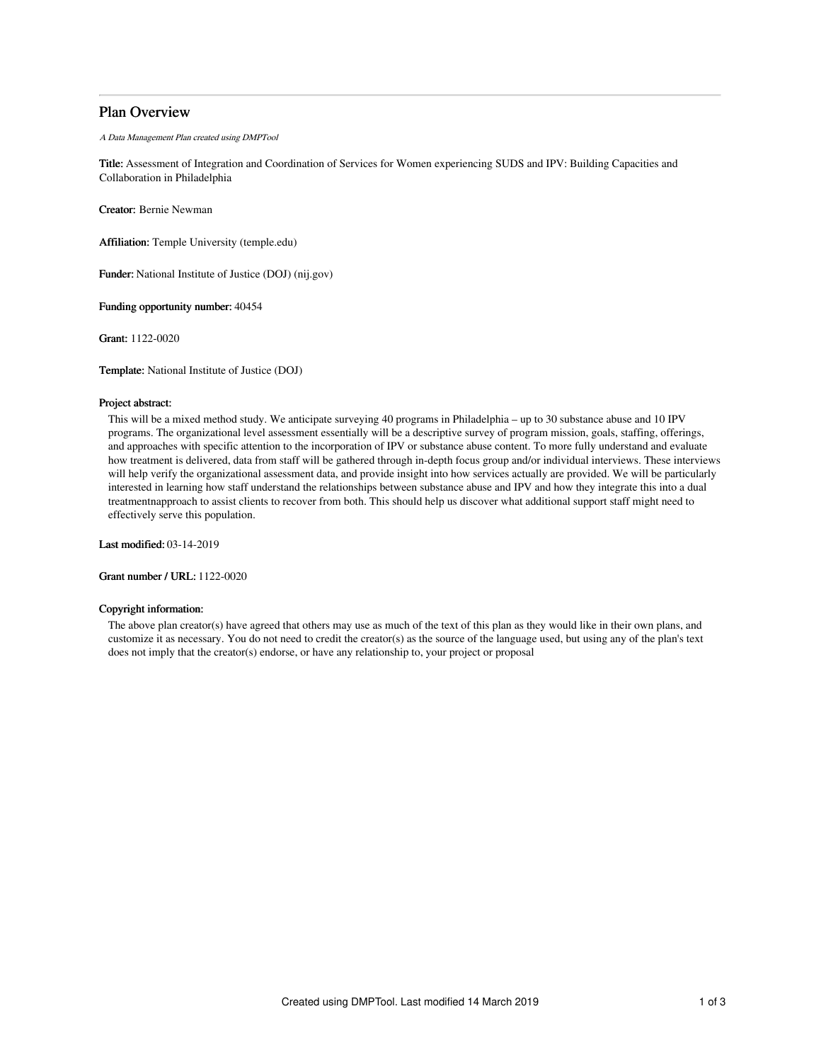# Plan Overview

*A Data Management Plan created using DMPTool*

**Title:** Assessment of Integration and Coordination of Services for Women experiencing SUDS and IPV: Building Capacities and Collaboration in Philadelphia

**Creator:** Bernie Newman

**Affiliation:** Temple University (temple.edu)

**Funder:** National Institute of Justice (DOJ) (nij.gov)

**Funding opportunity number:** 40454

**Grant:** 1122-0020

**Template:** National Institute of Justice (DOJ)

**Project abstract:**

This will be a mixed method study. We anticipate surveying 40 programs in Philadelphia – up to 30 substance abuse and 10 IPV programs. The organizational level assessment essentially will be a descriptive survey of program mission, goals, staffing, offerings, and approaches with specific attention to the incorporation of IPV or substance abuse content. To more fully understand and evaluate how treatment is delivered, data from staff will be gathered through in-depth focus group and/or individual interviews. These interviews will help verify the organizational assessment data, and provide insight into how services actually are provided. We will be particularly interested in learning how staff understand the relationships between substance abuse and IPV and how they integrate this into a dual treatmentnapproach to assist clients to recover from both. This should help us discover what additional support staff might need to effectively serve this population.

**Last modified:** 03-14-2019

**Grant number / URL:** 1122-0020

**Copyright information:**

The above plan creator(s) have agreed that others may use as much of the text of this plan as they would like in their own plans, and customize it as necessary. You do not need to credit the creator(s) as the source of the language used, but using any of the plan's text does not imply that the creator(s) endorse, or have any relationship to, your project or proposal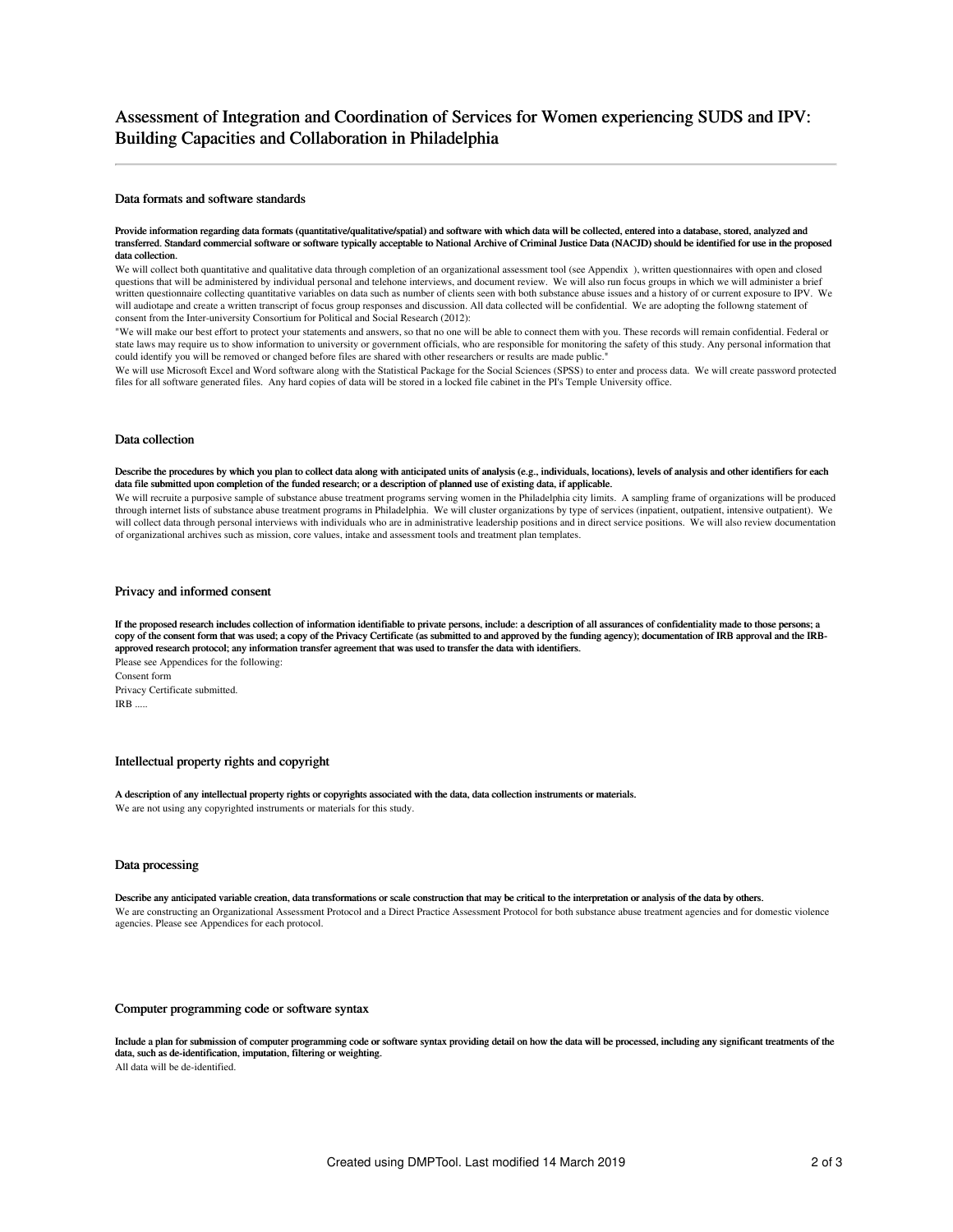# Assessment of Integration and Coordination of Services for Women experiencing SUDS and IPV: Building Capacities and Collaboration in Philadelphia

## Data formats and software standards

**Provide information regarding data formats (quantitative/qualitative/spatial) and software with which data will be collected, entered into a database, stored, analyzed and transferred. Standard commercial software or software typically acceptable to National Archive of Criminal Justice Data (NACJD) should be identified for use in the proposed data collection.**

We will collect both quantitative and qualitative data through completion of an organizational assessment tool (see Appendix ), written questionnaires with open and closed questions that will be administered by individual personal and telehone interviews, and document review. We will also run focus groups in which we will administer a brief written questionnaire collecting quantitative variables on data such as number of clients seen with both substance abuse issues and a history of or current exposure to IPV. We will audiotape and create a written transcript of focus group responses and discussion. All data collected will be confidential. We are adopting the followng statement of consent from the Inter-university Consortium for Political and Social Research (2012):

"We will make our best effort to protect your statements and answers, so that no one will be able to connect them with you. These records will remain confidential. Federal or state laws may require us to show information to university or government officials, who are responsible for monitoring the safety of this study. Any personal information that could identify you will be removed or changed before files are shared with other researchers or results are made public."

We will use Microsoft Excel and Word software along with the Statistical Package for the Social Sciences (SPSS) to enter and process data. We will create password protected files for all software generated files. Any hard copies of data will be stored in a locked file cabinet in the PI's Temple University office.

## Data collection

**Describe the procedures by which you plan to collect data along with anticipated units of analysis (e.g., individuals, locations), levels of analysis and other identifiers for each data file submitted upon completion of the funded research; or a description of planned use of existing data, if applicable.**

We will recruit a purposive sample of substance abuse treatment programs serving women in the Philadelphia city limits. A sampling frame of organizations will be produced through internet lists of substance abuse treatment programs in Philadelphia. We will cluster organizations by type of services (inpatient, outpatient, intensive outpatient). We will collect data through personal interviews with individuals who are in administrative leadership positions and in direct service positions. We will also review documentation of organizational archives such as mission, core values, intake and assessment tools and treatment plan templates.

## Privacy and informed consent

**If the proposed research includes collection of information identifiable to private persons, include: a description of all assurances of confidentiality made to those persons; a copy of the consent form that was used; a copy of the Privacy Certificate (as submitted to and approved by the funding agency); documentation of IRB approval and the IRB-approved research protocol; any information transfer agreement that was used to transfer the data with identifiers.**

Please see Appendices for the following:

Consent form

Privacy Certificate submitted.

IRB .....

## Intellectual property rights and copyright

**A description of any intellectual property rights or copyrights associated with the data, data collection instruments or materials.**

We are not using any copyrighted instruments or materials for this study.

## Data processing

**Describe any anticipated variable creation, data transformations or scale construction that may be critical to the interpretation or analysis of the data by others.**

We are constructing an Organizational Assessment Protocol and a Direct Practice Assessment Protocol for both substance abuse treatment agencies and for domestic violence agencies. Please see Appendices for each protocol.

## Computer programming code or software syntax

**Include a plan for submission of computer programming code or software syntax providing detail on how the data will be processed, including any significant treatments of the data, such as de-identification, imputation, filtering or weighting.**

All data will be de-identified.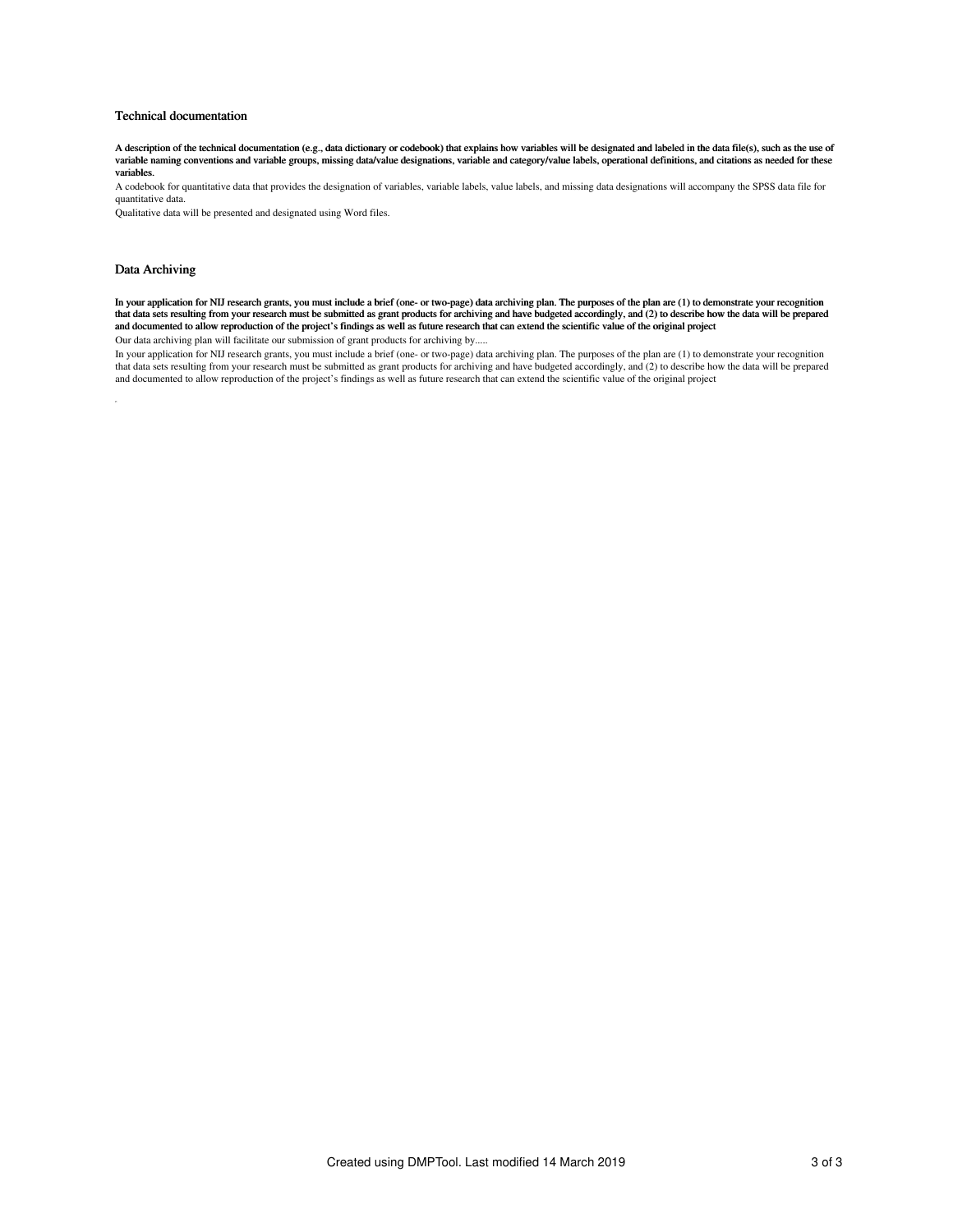## Technical documentation

**A description of the technical documentation (e.g., data dictionary or codebook) that explains how variables will be designated and labeled in the data file(s), such as the use of variable naming conventions and variable groups, missing data/value designations, variable and category/value labels, operational definitions, and citations as needed for these variables.**

A codebook for quantitative data that provides the designation of variables, variable labels, value labels, and missing data designations will accompany the SPSS data file for quantitative data.

Qualitative data will be presented and designated using Word files.

## Data Archiving

**In your application for NIJ research grants, you must include a brief (one- or two-page) data archiving plan. The purposes of the plan are (1) to demonstrate your recognition that data sets resulting from your research must be submitted as grant products for archiving and have budgeted accordingly, and (2) to describe how the data will be prepared and documented to allow reproduction of the project's findings as well as future research that can extend the scientific value of the original project**

Our data archiving plan will facilitate our submission of grant products for archiving by.....

In your application for NIJ research grants, you must include a brief (one- or two-page) data archiving plan. The purposes of the plan are (1) to demonstrate your recognition that data sets resulting from your research must be submitted as grant products for archiving and have budgeted accordingly, and (2) to describe how the data will be prepared and documented to allow reproduction of the project's findings as well as future research that can extend the scientific value of the original project

.

Created using DMPTool. Last modified 14 March 2019